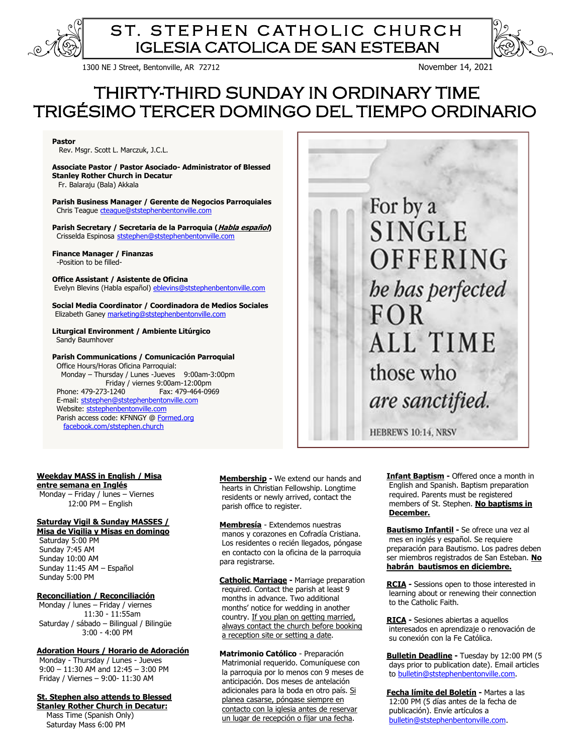# ST. STEPHEN CATHOLIC CHURCH
# IGLESIA CATOLICA DE SAN ESTEBAN

1300 NE J Street, Bentonville, AR 72712

November 14, 2021

# THIRTY-THIRD SUNDAY IN ORDINARY TIME
# TRIGÉSIMO TERCER DOMINGO DEL TIEMPO ORDINARIO

**Pastor**
Rev. Msgr. Scott L. Marczuk, J.C.L.

**Associate Pastor / Pastor Asociado- Administrator of Blessed Stanley Rother Church in Decatur**
Fr. Balaraju (Bala) Akkala

**Parish Business Manager / Gerente de Negocios Parroquiales**
Chris Teague cteague@ststephenbentonville.com

**Parish Secretary / Secretaria de la Parroquia (*Habla español*)**
Crisselda Espinosa ststephen@ststephenbentonville.com

**Finance Manager / Finanzas**
-Position to be filled-

**Office Assistant / Asistente de Oficina**
Evelyn Blevins (Habla español) eblevins@ststephenbentonville.com

**Social Media Coordinator / Coordinadora de Medios Sociales**
Elizabeth Ganey marketing@ststephenbentonville.com

**Liturgical Environment / Ambiente Litúrgico**
Sandy Baumhover

**Parish Communications / Comunicación Parroquial**
Office Hours/Horas Oficina Parroquial:
Monday – Thursday / Lunes -Jueves 9:00am-3:00pm
Friday / viernes 9:00am-12:00pm
Phone: 479-273-1240 Fax: 479-464-0969
E-mail: ststephen@ststephenbentonville.com
Website: ststephenbentonville.com
Parish access code: KFNNGY @ Formed.org
facebook.com/ststephen.church

For by a SINGLE OFFERING *he has perfected* FOR ALL TIME those who *are sanctified.*
HEBREWS 10:14, NRSV

**Weekday MASS in English / Misa entre semana en Inglés**
Monday – Friday / lunes – Viernes
12:00 PM – English

**Saturday Vigil & Sunday MASSES / Misa de Vigilia y Misas en domingo**
Saturday 5:00 PM
Sunday 7:45 AM
Sunday 10:00 AM
Sunday 11:45 AM – Español
Sunday 5:00 PM

**Reconciliation / Reconciliación**
Monday / lunes – Friday / viernes
11:30 - 11:55am
Saturday / sábado – Bilingual / Bilingüe
3:00 - 4:00 PM

**Adoration Hours / Horario de Adoración**
Monday - Thursday / Lunes - Jueves
9:00 – 11:30 AM and 12:45 – 3:00 PM
Friday / Viernes – 9:00- 11:30 AM

**St. Stephen also attends to Blessed Stanley Rother Church in Decatur:**
Mass Time (Spanish Only)
Saturday Mass 6:00 PM

**Membership -** We extend our hands and hearts in Christian Fellowship. Longtime residents or newly arrived, contact the parish office to register.

**Membresía** - Extendemos nuestras manos y corazones en Cofradía Cristiana. Los residentes o recién llegados, póngase en contacto con la oficina de la parroquia para registrarse.

**Catholic Marriage -** Marriage preparation required. Contact the parish at least 9 months in advance. Two additional months' notice for wedding in another country. If you plan on getting married, always contact the church before booking a reception site or setting a date.

**Matrimonio Católico** - Preparación Matrimonial requerido. Comuníquese con la parroquia por lo menos con 9 meses de anticipación. Dos meses de antelación adicionales para la boda en otro país. Si planea casarse, póngase siempre en contacto con la iglesia antes de reservar un lugar de recepción o fijar una fecha.

**Infant Baptism -** Offered once a month in English and Spanish. Baptism preparation required. Parents must be registered members of St. Stephen. **No baptisms in December.**

**Bautismo Infantil -** Se ofrece una vez al mes en inglés y español. Se requiere preparación para Bautismo. Los padres deben ser miembros registrados de San Esteban. **No habrán bautismos en diciembre.**

**RCIA -** Sessions open to those interested in learning about or renewing their connection to the Catholic Faith.

**RICA -** Sesiones abiertas a aquellos interesados en aprendizaje o renovación de su conexión con la Fe Católica.

**Bulletin Deadline -** Tuesday by 12:00 PM (5 days prior to publication date). Email articles to bulletin@ststephenbentonville.com.

**Fecha límite del Boletín -** Martes a las 12:00 PM (5 días antes de la fecha de publicación). Envíe artículos a bulletin@ststephenbentonville.com.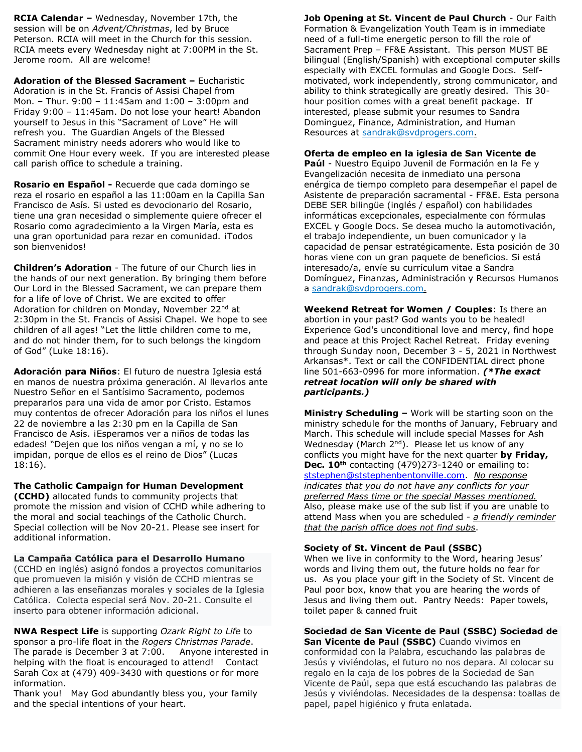**RCIA Calendar –** Wednesday, November 17th, the session will be on *Advent/Christmas*, led by Bruce Peterson. RCIA will meet in the Church for this session. RCIA meets every Wednesday night at 7:00PM in the St. Jerome room. All are welcome!

**Adoration of the Blessed Sacrament –** Eucharistic Adoration is in the St. Francis of Assisi Chapel from Mon. – Thur. 9:00 – 11:45am and 1:00 – 3:00pm and Friday 9:00 – 11:45am. Do not lose your heart! Abandon yourself to Jesus in this "Sacrament of Love" He will refresh you. The Guardian Angels of the Blessed Sacrament ministry needs adorers who would like to commit One Hour every week. If you are interested please call parish office to schedule a training.

**Rosario en Español -** Recuerde que cada domingo se reza el rosario en español a las 11:00am en la Capilla San Francisco de Asís. Si usted es devocionario del Rosario, tiene una gran necesidad o simplemente quiere ofrecer el Rosario como agradecimiento a la Virgen María, esta es una gran oportunidad para rezar en comunidad. ¡Todos son bienvenidos!

**Children's Adoration** - The future of our Church lies in the hands of our next generation. By bringing them before Our Lord in the Blessed Sacrament, we can prepare them for a life of love of Christ. We are excited to offer Adoration for children on Monday, November 22nd at 2:30pm in the St. Francis of Assisi Chapel. We hope to see children of all ages! "Let the little children come to me, and do not hinder them, for to such belongs the kingdom of God" (Luke 18:16).

**Adoración para Niños**: El futuro de nuestra Iglesia está en manos de nuestra próxima generación. Al llevarlos ante Nuestro Señor en el Santísimo Sacramento, podemos prepararlos para una vida de amor por Cristo. Estamos muy contentos de ofrecer Adoración para los niños el lunes 22 de noviembre a las 2:30 pm en la Capilla de San Francisco de Asís. ¡Esperamos ver a niños de todas las edades! "Dejen que los niños vengan a mí, y no se lo impidan, porque de ellos es el reino de Dios" (Lucas 18:16).

**The Catholic Campaign for Human Development (CCHD)** allocated funds to community projects that promote the mission and vision of CCHD while adhering to the moral and social teachings of the Catholic Church. Special collection will be Nov 20-21. Please see insert for additional information.

**La Campaña Católica para el Desarrollo Humano** (CCHD en inglés) asignó fondos a proyectos comunitarios que promueven la misión y visión de CCHD mientras se adhieren a las enseñanzas morales y sociales de la Iglesia Católica. Colecta especial será Nov. 20-21. Consulte el inserto para obtener información adicional.

**NWA Respect Life** is supporting *Ozark Right to Life* to sponsor a pro-life float in the *Rogers Christmas Parade*. The parade is December 3 at 7:00. Anyone interested in helping with the float is encouraged to attend! Contact Sarah Cox at (479) 409-3430 with questions or for more information.
Thank you! May God abundantly bless you, your family and the special intentions of your heart.

**Job Opening at St. Vincent de Paul Church** - Our Faith Formation & Evangelization Youth Team is in immediate need of a full-time energetic person to fill the role of Sacrament Prep – FF&E Assistant. This person MUST BE bilingual (English/Spanish) with exceptional computer skills especially with EXCEL formulas and Google Docs. Self-motivated, work independently, strong communicator, and ability to think strategically are greatly desired. This 30-hour position comes with a great benefit package. If interested, please submit your resumes to Sandra Dominguez, Finance, Administration, and Human Resources at sandrak@svdprogers.com.

**Oferta de empleo en la iglesia de San Vicente de Paúl** - Nuestro Equipo Juvenil de Formación en la Fe y Evangelización necesita de inmediato una persona enérgica de tiempo completo para desempeñar el papel de Asistente de preparación sacramental - FF&E. Esta persona DEBE SER bilingüe (inglés / español) con habilidades informáticas excepcionales, especialmente con fórmulas EXCEL y Google Docs. Se desea mucho la automotivación, el trabajo independiente, un buen comunicador y la capacidad de pensar estratégicamente. Esta posición de 30 horas viene con un gran paquete de beneficios. Si está interesado/a, envíe su currículum vitae a Sandra Domínguez, Finanzas, Administración y Recursos Humanos a sandrak@svdprogers.com.

**Weekend Retreat for Women / Couples**: Is there an abortion in your past? God wants you to be healed! Experience God's unconditional love and mercy, find hope and peace at this Project Rachel Retreat. Friday evening through Sunday noon, December 3 - 5, 2021 in Northwest Arkansas*. Text or call the CONFIDENTIAL direct phone line 501-663-0996 for more information. ***(*The exact retreat location will only be shared with participants.)***

**Ministry Scheduling –** Work will be starting soon on the ministry schedule for the months of January, February and March. This schedule will include special Masses for Ash Wednesday (March 2nd). Please let us know of any conflicts you might have for the next quarter **by Friday, Dec. 10th** contacting (479)273-1240 or emailing to: ststephen@ststephenbentonville.com. *No response indicates that you do not have any conflicts for your preferred Mass time or the special Masses mentioned.* Also, please make use of the sub list if you are unable to attend Mass when you are scheduled - *a friendly reminder that the parish office does not find subs*.

**Society of St. Vincent de Paul (SSBC)**
When we live in conformity to the Word, hearing Jesus' words and living them out, the future holds no fear for us. As you place your gift in the Society of St. Vincent de Paul poor box, know that you are hearing the words of Jesus and living them out. Pantry Needs: Paper towels, toilet paper & canned fruit

**Sociedad de San Vicente de Paul (SSBC) Sociedad de San Vicente de Paul (SSBC)** Cuando vivimos en conformidad con la Palabra, escuchando las palabras de Jesús y viviéndolas, el futuro no nos depara. Al colocar su regalo en la caja de los pobres de la Sociedad de San Vicente de Paúl, sepa que está escuchando las palabras de Jesús y viviéndolas. Necesidades de la despensa: toallas de papel, papel higiénico y fruta enlatada.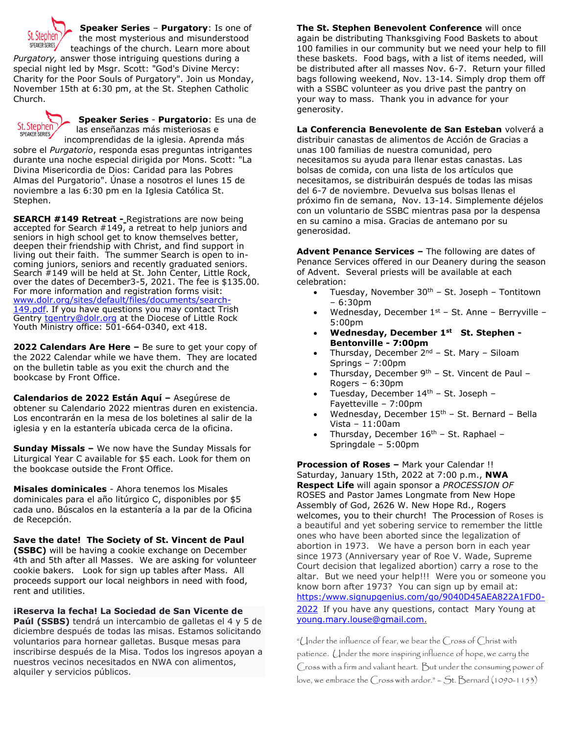**Speaker Series** – **Purgatory**: Is one of the most mysterious and misunderstood teachings of the church. Learn more about *Purgatory,* answer those intriguing questions during a special night led by Msgr. Scott: "God's Divine Mercy: Charity for the Poor Souls of Purgatory". Join us Monday, November 15th at 6:30 pm, at the St. Stephen Catholic Church.

**Speaker Series** - **Purgatorio**: Es una de las enseñanzas más misteriosas e incomprendidas de la iglesia. Aprenda más sobre el *Purgatorio*, responda esas preguntas intrigantes durante una noche especial dirigida por Mons. Scott: "La Divina Misericordia de Dios: Caridad para las Pobres Almas del Purgatorio". Únase a nosotros el lunes 15 de noviembre a las 6:30 pm en la Iglesia Católica St. Stephen.

**SEARCH #149 Retreat -** Registrations are now being accepted for Search #149, a retreat to help juniors and seniors in high school get to know themselves better, deepen their friendship with Christ, and find support in living out their faith. The summer Search is open to in-coming juniors, seniors and recently graduated seniors. Search #149 will be held at St. John Center, Little Rock, over the dates of December3-5, 2021. The fee is $135.00. For more information and registration forms visit: www.dolr.org/sites/default/files/documents/search-149.pdf. If you have questions you may contact Trish Gentry tgentry@dolr.org at the Diocese of Little Rock Youth Ministry office: 501-664-0340, ext 418.

**2022 Calendars Are Here –** Be sure to get your copy of the 2022 Calendar while we have them. They are located on the bulletin table as you exit the church and the bookcase by Front Office.

**Calendarios de 2022 Están Aquí –** Asegúrese de obtener su Calendario 2022 mientras duren en existencia. Los encontrarán en la mesa de los boletines al salir de la iglesia y en la estantería ubicada cerca de la oficina.

**Sunday Missals –** We now have the Sunday Missals for Liturgical Year C available for $5 each. Look for them on the bookcase outside the Front Office.

**Misales dominicales** - Ahora tenemos los Misales dominicales para el año litúrgico C, disponibles por $5 cada uno. Búscalos en la estantería a la par de la Oficina de Recepción.

**Save the date! The Society of St. Vincent de Paul (SSBC)** will be having a cookie exchange on December 4th and 5th after all Masses. We are asking for volunteer cookie bakers. Look for sign up tables after Mass. All proceeds support our local neighbors in need with food, rent and utilities.

**¡Reserva la fecha! La Sociedad de San Vicente de Paúl (SSBS)** tendrá un intercambio de galletas el 4 y 5 de diciembre después de todas las misas. Estamos solicitando voluntarios para hornear galletas. Busque mesas para inscribirse después de la Misa. Todos los ingresos apoyan a nuestros vecinos necesitados en NWA con alimentos, alquiler y servicios públicos.

**The St. Stephen Benevolent Conference** will once again be distributing Thanksgiving Food Baskets to about 100 families in our community but we need your help to fill these baskets. Food bags, with a list of items needed, will be distributed after all masses Nov. 6-7. Return your filled bags following weekend, Nov. 13-14. Simply drop them off with a SSBC volunteer as you drive past the pantry on your way to mass. Thank you in advance for your generosity.

**La Conferencia Benevolente de San Esteban** volverá a distribuir canastas de alimentos de Acción de Gracias a unas 100 familias de nuestra comunidad, pero necesitamos su ayuda para llenar estas canastas. Las bolsas de comida, con una lista de los artículos que necesitamos, se distribuirán después de todas las misas del 6-7 de noviembre. Devuelva sus bolsas llenas el próximo fin de semana, Nov. 13-14. Simplemente déjelos con un voluntario de SSBC mientras pasa por la despensa en su camino a misa. Gracias de antemano por su generosidad.

**Advent Penance Services –** The following are dates of Penance Services offered in our Deanery during the season of Advent. Several priests will be available at each celebration:

- Tuesday, November 30th – St. Joseph – Tontitown – 6:30pm
- Wednesday, December 1st – St. Anne – Berryville – 5:00pm
- **Wednesday, December 1st St. Stephen - Bentonville - 7:00pm**
- Thursday, December 2nd – St. Mary – Siloam Springs – 7:00pm
- Thursday, December 9th – St. Vincent de Paul – Rogers – 6:30pm
- Tuesday, December 14th – St. Joseph – Fayetteville – 7:00pm
- Wednesday, December 15th – St. Bernard – Bella Vista – 11:00am
- Thursday, December 16th – St. Raphael – Springdale – 5:00pm

**Procession of Roses –** Mark your Calendar !! Saturday, January 15th, 2022 at 7:00 p.m., **NWA Respect Life** will again sponsor a *PROCESSION OF* ROSES and Pastor James Longmate from New Hope Assembly of God, 2626 W. New Hope Rd., Rogers welcomes, you to their church! The Procession of Roses is a beautiful and yet sobering service to remember the little ones who have been aborted since the legalization of abortion in 1973. We have a person born in each year since 1973 (Anniversary year of Roe V. Wade, Supreme Court decision that legalized abortion) carry a rose to the altar. But we need your help!!! Were you or someone you know born after 1973? You can sign up by email at: https:/www.signupgenius.com/go/9040D45AEA822A1FD0-2022 If you have any questions, contact Mary Young at young.mary.louse@gmail.com.

"Under the influence of fear, we bear the Cross of Christ with patience. Under the more inspiring influence of hope, we carry the Cross with a firm and valiant heart. But under the consuming power of love, we embrace the Cross with ardor." – St. Bernard (1090-1153)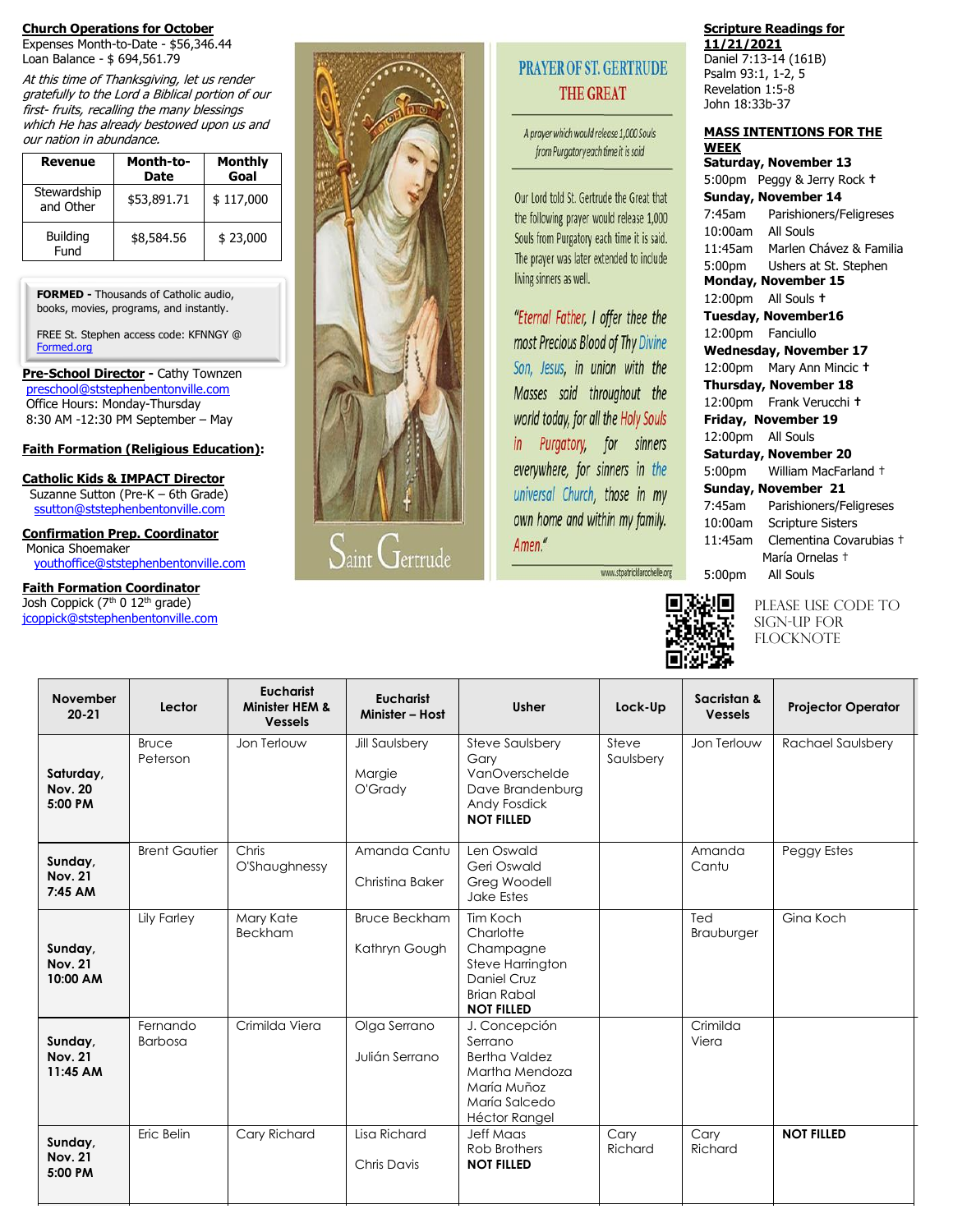**Church Operations for October**

Expenses Month-to-Date - $56,346.44
Loan Balance - $ 694,561.79

*At this time of Thanksgiving, let us render gratefully to the Lord a Biblical portion of our first- fruits, recalling the many blessings which He has already bestowed upon us and our nation in abundance.*

| Revenue | Month-to-Date | Monthly Goal |
|---|---|---|
| Stewardship and Other | $53,891.71 | $ 117,000 |
| Building Fund | $8,584.56 | $ 23,000 |

**FORMED -** Thousands of Catholic audio, books, movies, programs, and instantly.

FREE St. Stephen access code: KFNNGY @ Formed.org

**Pre-School Director -** Cathy Townzen
preschool@ststephenbentonville.com
Office Hours: Monday-Thursday
8:30 AM -12:30 PM September – May

**Faith Formation (Religious Education):**

**Catholic Kids & IMPACT Director**
Suzanne Sutton (Pre-K – 6th Grade)
ssutton@ststephenbentonville.com

**Confirmation Prep. Coordinator**
Monica Shoemaker
youthoffice@ststephenbentonville.com

**Faith Formation Coordinator**
Josh Coppick (7th 0 12th grade)
jcoppick@ststephenbentonville.com

Saint Gertrude

## PRAYER OF ST. GERTRUDE THE GREAT

*A prayer which would release 1,000 Souls from Purgatory each time it is said*

Our Lord told St. Gertrude the Great that the following prayer would release 1,000 Souls from Purgatory each time it is said. The prayer was later extended to include living sinners as well.

"Eternal Father, I offer thee the most Precious Blood of Thy Divine Son, Jesus, in union with the Masses said throughout the world today, for all the Holy Souls in Purgatory, for sinners everywhere, for sinners in the universal Church, those in my own home and within my family. Amen."

www.stpatricklarochelle.org

**Scripture Readings for 11/21/2021**

Daniel 7:13-14 (161B)
Psalm 93:1, 1-2, 5
Revelation 1:5-8
John 18:33b-37

**MASS INTENTIONS FOR THE WEEK**

**Saturday, November 13**
5:00pm Peggy & Jerry Rock ✝

**Sunday, November 14**
7:45am Parishioners/Feligreses
10:00am All Souls
11:45am Marlen Chávez & Familia
5:00pm Ushers at St. Stephen

**Monday, November 15**
12:00pm All Souls ✝

**Tuesday, November16**
12:00pm Fanciullo

**Wednesday, November 17**
12:00pm Mary Ann Mincic ✝

**Thursday, November 18**
12:00pm Frank Verucchi ✝

**Friday, November 19**
12:00pm All Souls

**Saturday, November 20**
5:00pm William MacFarland †

**Sunday, November 21**
7:45am Parishioners/Feligreses
10:00am Scripture Sisters
11:45am Clementina Covarubias † María Ornelas †
5:00pm All Souls

PLEASE USE CODE TO SIGN-UP FOR FLOCKNOTE

| November 20-21 | Lector | Eucharist Minister HEM & Vessels | Eucharist Minister – Host | Usher | Lock-Up | Sacristan & Vessels | Projector Operator |
|---|---|---|---|---|---|---|---|
| **Saturday, Nov. 20 5:00 PM** | Bruce Peterson | Jon Terlouw | Jill Saulsbery<br>Margie O'Grady | Steve Saulsbery<br>Gary VanOverschelde<br>Dave Brandenburg<br>Andy Fosdick<br>**NOT FILLED** | Steve Saulsbery | Jon Terlouw | Rachael Saulsbery |
| **Sunday, Nov. 21 7:45 AM** | Brent Gautier | Chris O'Shaughnessy | Amanda Cantu<br>Christina Baker | Len Oswald<br>Geri Oswald<br>Greg Woodell<br>Jake Estes | | Amanda Cantu | Peggy Estes |
| **Sunday, Nov. 21 10:00 AM** | Lily Farley | Mary Kate Beckham | Bruce Beckham<br>Kathryn Gough | Tim Koch<br>Charlotte Champagne<br>Steve Harrington<br>Daniel Cruz<br>Brian Rabal<br>**NOT FILLED** | | Ted Brauburger | Gina Koch |
| **Sunday, Nov. 21 11:45 AM** | Fernando Barbosa | Crimilda Viera | Olga Serrano<br>Julián Serrano | J. Concepción Serrano<br>Bertha Valdez<br>Martha Mendoza<br>María Muñoz<br>María Salcedo<br>Héctor Rangel | | Crimilda Viera | |
| **Sunday, Nov. 21 5:00 PM** | Eric Belin | Cary Richard | Lisa Richard<br>Chris Davis | Jeff Maas<br>Rob Brothers<br>**NOT FILLED** | Cary Richard | Cary Richard | **NOT FILLED** |